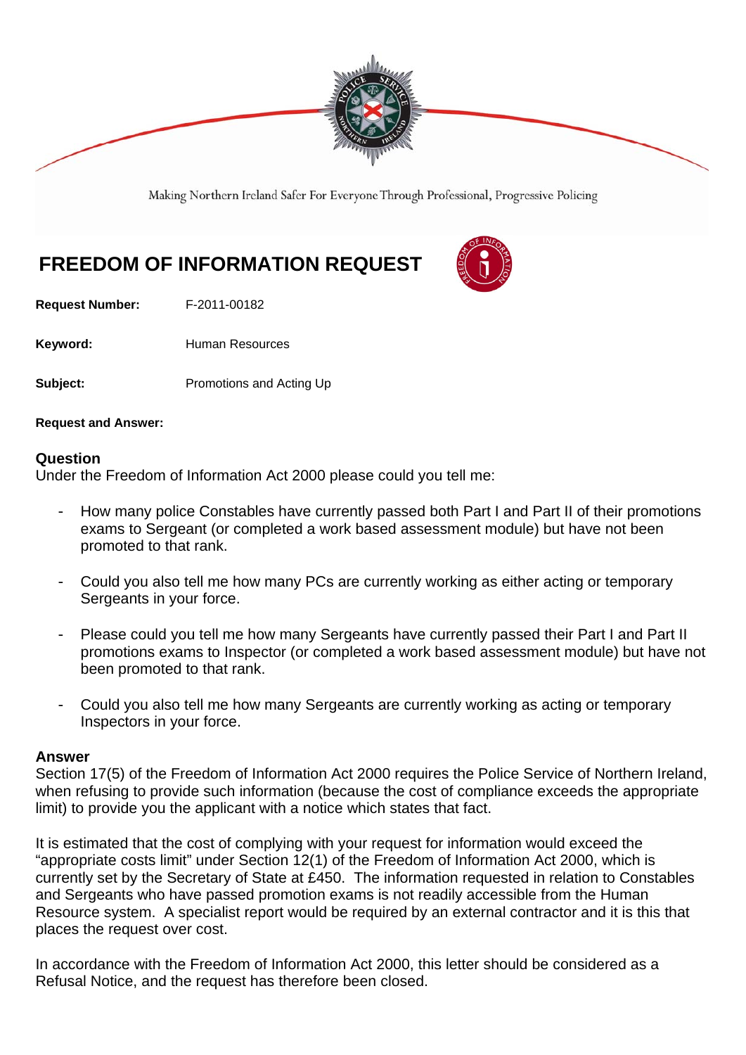Making Northern Ireland Safer For Everyone Through Professional, Progressive Policing

# FREEDOM OF INFORMATION REQUEST

**Request Number:** F-2011-00182

**Keyword:** Human Resources

**Subject:** Promotions and Acting Up

**Request and Answer:**

## Question

Under the Freedom of Information Act 2000 please could you tell me:

- How many police Constables have currently passed both Part I and Part II of their promotions exams to Sergeant (or completed a work based assessment module) but have not been promoted to that rank.
- Could you also tell me how many PCs are currently working as either acting or temporary Sergeants in your force.
- Please could you tell me how many Sergeants have currently passed their Part I and Part II promotions exams to Inspector (or completed a work based assessment module) but have not been promoted to that rank.
- Could you also tell me how many Sergeants are currently working as acting or temporary Inspectors in your force.

## Answer

Section 17(5) of the Freedom of Information Act 2000 requires the Police Service of Northern Ireland, when refusing to provide such information (because the cost of compliance exceeds the appropriate limit) to provide you the applicant with a notice which states that fact.

It is estimated that the cost of complying with your request for information would exceed the "appropriate costs limit" under Section 12(1) of the Freedom of Information Act 2000, which is currently set by the Secretary of State at £450. The information requested in relation to Constables and Sergeants who have passed promotion exams is not readily accessible from the Human Resource system. A specialist report would be required by an external contractor and it is this that places the request over cost.

In accordance with the Freedom of Information Act 2000, this letter should be considered as a Refusal Notice, and the request has therefore been closed.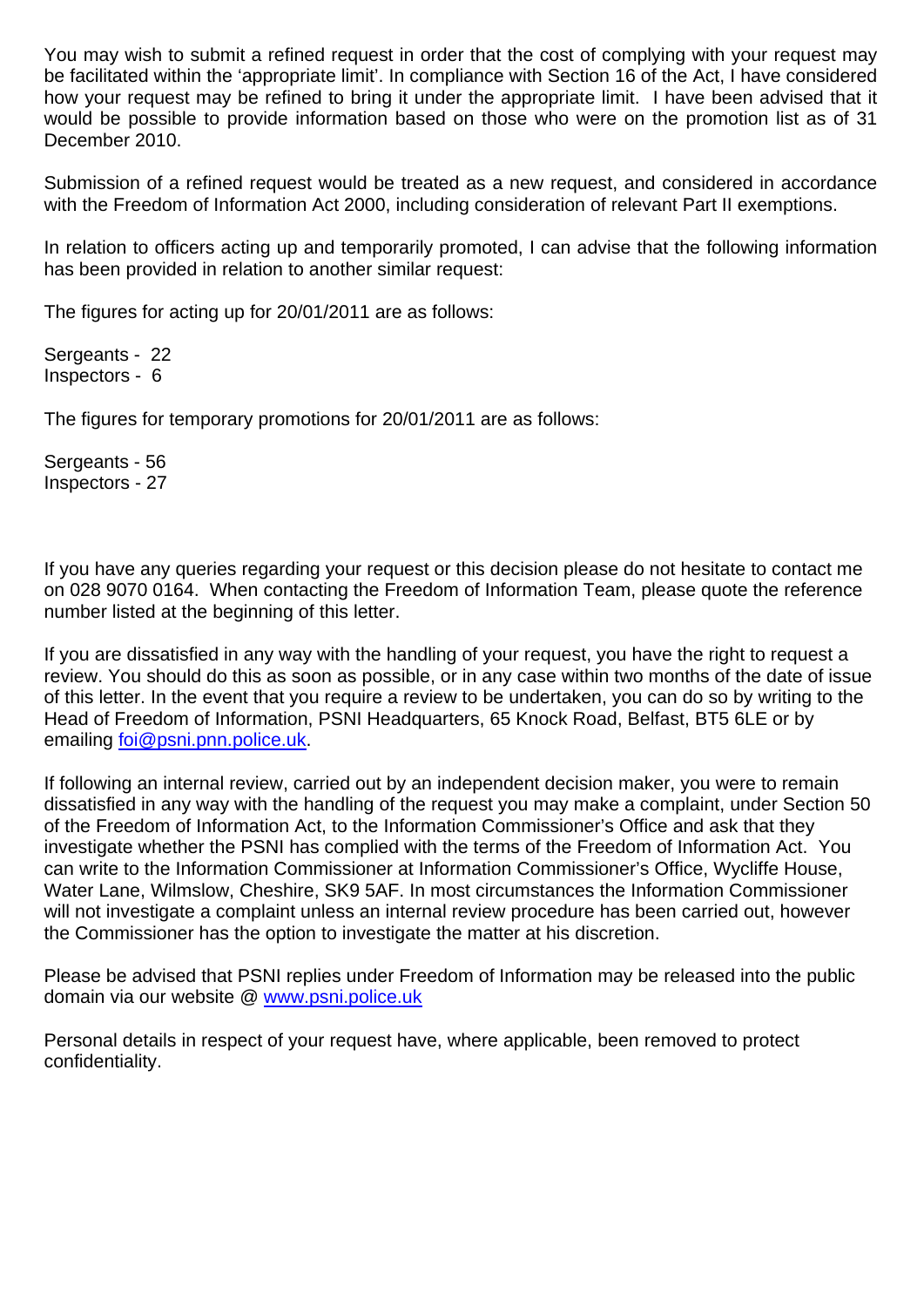You may wish to submit a refined request in order that the cost of complying with your request may be facilitated within the 'appropriate limit'. In compliance with Section 16 of the Act, I have considered how your request may be refined to bring it under the appropriate limit. I have been advised that it would be possible to provide information based on those who were on the promotion list as of 31 December 2010.

Submission of a refined request would be treated as a new request, and considered in accordance with the Freedom of Information Act 2000, including consideration of relevant Part II exemptions.

In relation to officers acting up and temporarily promoted, I can advise that the following information has been provided in relation to another similar request:

The figures for acting up for 20/01/2011 are as follows:

Sergeants - 22
Inspectors - 6

The figures for temporary promotions for 20/01/2011 are as follows:

Sergeants - 56
Inspectors - 27

If you have any queries regarding your request or this decision please do not hesitate to contact me on 028 9070 0164. When contacting the Freedom of Information Team, please quote the reference number listed at the beginning of this letter.

If you are dissatisfied in any way with the handling of your request, you have the right to request a review. You should do this as soon as possible, or in any case within two months of the date of issue of this letter. In the event that you require a review to be undertaken, you can do so by writing to the Head of Freedom of Information, PSNI Headquarters, 65 Knock Road, Belfast, BT5 6LE or by emailing foi@psni.pnn.police.uk.

If following an internal review, carried out by an independent decision maker, you were to remain dissatisfied in any way with the handling of the request you may make a complaint, under Section 50 of the Freedom of Information Act, to the Information Commissioner's Office and ask that they investigate whether the PSNI has complied with the terms of the Freedom of Information Act. You can write to the Information Commissioner at Information Commissioner's Office, Wycliffe House, Water Lane, Wilmslow, Cheshire, SK9 5AF. In most circumstances the Information Commissioner will not investigate a complaint unless an internal review procedure has been carried out, however the Commissioner has the option to investigate the matter at his discretion.

Please be advised that PSNI replies under Freedom of Information may be released into the public domain via our website @ www.psni.police.uk

Personal details in respect of your request have, where applicable, been removed to protect confidentiality.